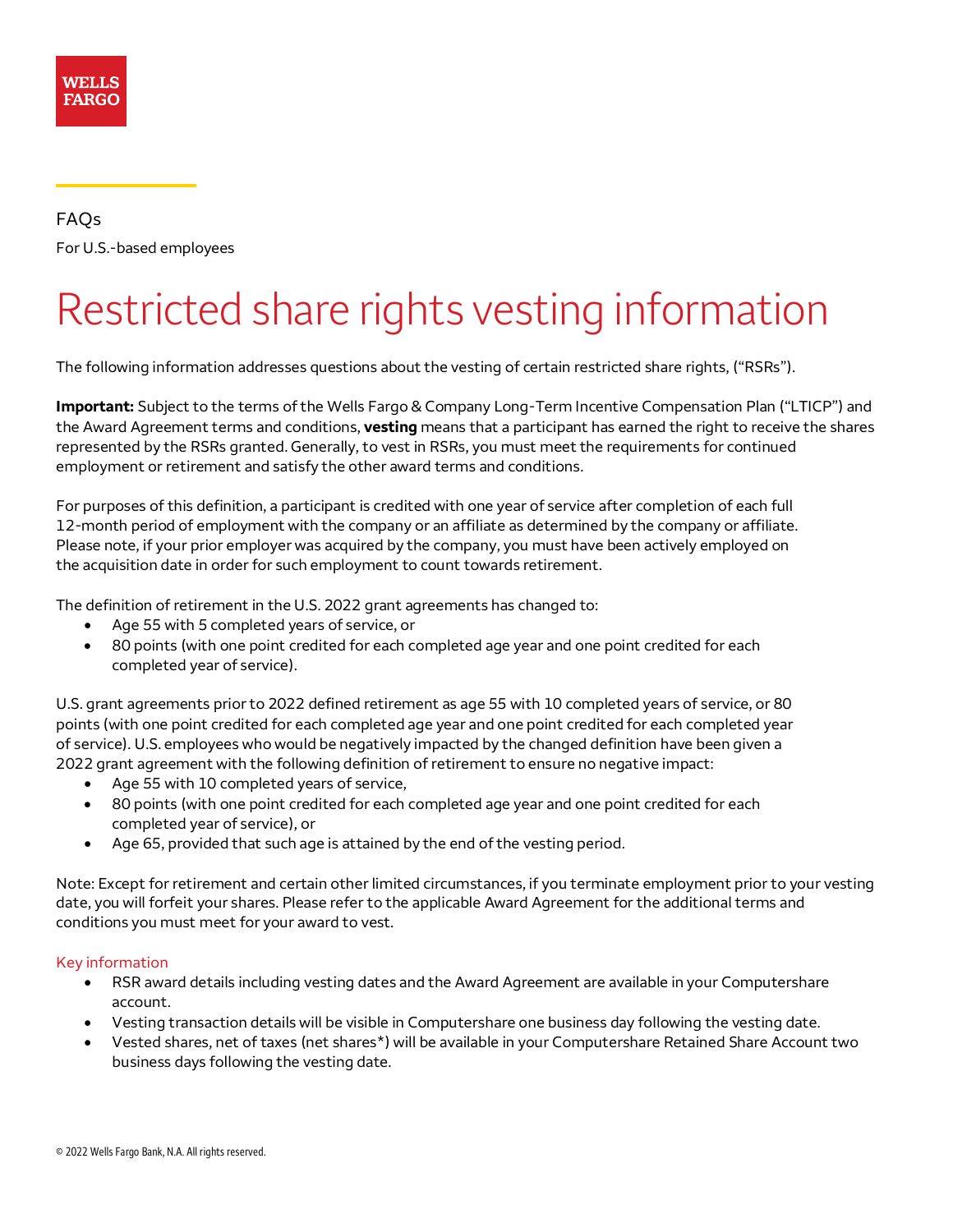WELLS FARGO

FAQs

For U.S.-based employees

# Restricted share rights vesting information

The following information addresses questions about the vesting of certain restricted share rights, ("RSRs").

**Important:** Subject to the terms of the Wells Fargo & Company Long-Term Incentive Compensation Plan ("LTICP") and the Award Agreement terms and conditions, **vesting** means that a participant has earned the right to receive the shares represented by the RSRs granted. Generally, to vest in RSRs, you must meet the requirements for continued employment or retirement and satisfy the other award terms and conditions.

For purposes of this definition, a participant is credited with one year of service after completion of each full 12-month period of employment with the company or an affiliate as determined by the company or affiliate. Please note, if your prior employer was acquired by the company, you must have been actively employed on the acquisition date in order for such employment to count towards retirement.

The definition of retirement in the U.S. 2022 grant agreements has changed to:

- Age 55 with 5 completed years of service, or
- 80 points (with one point credited for each completed age year and one point credited for each completed year of service).

U.S. grant agreements prior to 2022 defined retirement as age 55 with 10 completed years of service, or 80 points (with one point credited for each completed age year and one point credited for each completed year of service). U.S. employees who would be negatively impacted by the changed definition have been given a 2022 grant agreement with the following definition of retirement to ensure no negative impact:

- Age 55 with 10 completed years of service,
- 80 points (with one point credited for each completed age year and one point credited for each completed year of service), or
- Age 65, provided that such age is attained by the end of the vesting period.

Note: Except for retirement and certain other limited circumstances, if you terminate employment prior to your vesting date, you will forfeit your shares. Please refer to the applicable Award Agreement for the additional terms and conditions you must meet for your award to vest.

## Key information

- RSR award details including vesting dates and the Award Agreement are available in your Computershare account.
- Vesting transaction details will be visible in Computershare one business day following the vesting date.
- Vested shares, net of taxes (net shares*) will be available in your Computershare Retained Share Account two business days following the vesting date.

© 2022 Wells Fargo Bank, N.A. All rights reserved.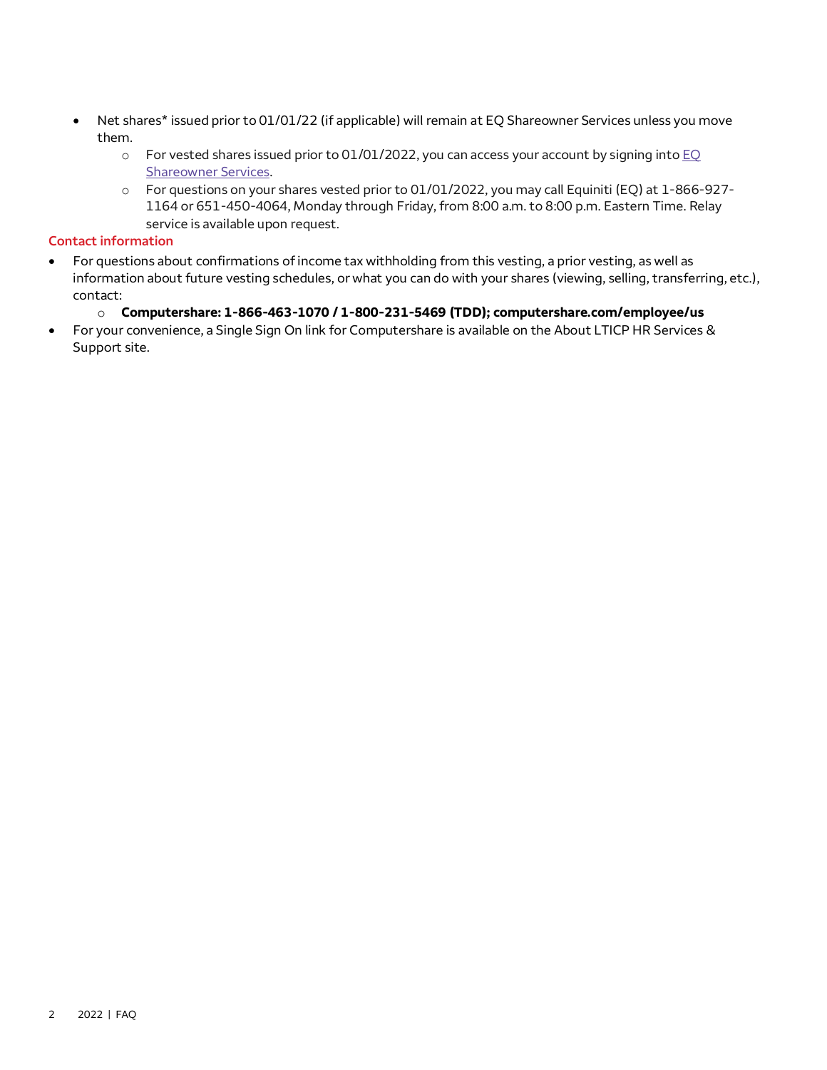- Net shares* issued prior to 01/01/22 (if applicable) will remain at EQ Shareowner Services unless you move them.
  - For vested shares issued prior to 01/01/2022, you can access your account by signing into [EQ Shareowner Services]().
  - For questions on your shares vested prior to 01/01/2022, you may call Equiniti (EQ) at 1-866-927-1164 or 651-450-4064, Monday through Friday, from 8:00 a.m. to 8:00 p.m. Eastern Time. Relay service is available upon request.

## Contact information

- For questions about confirmations of income tax withholding from this vesting, a prior vesting, as well as information about future vesting schedules, or what you can do with your shares (viewing, selling, transferring, etc.), contact:
  - **Computershare: 1-866-463-1070 / 1-800-231-5469 (TDD); computershare.com/employee/us**
- For your convenience, a Single Sign On link for Computershare is available on the About LTICP HR Services & Support site.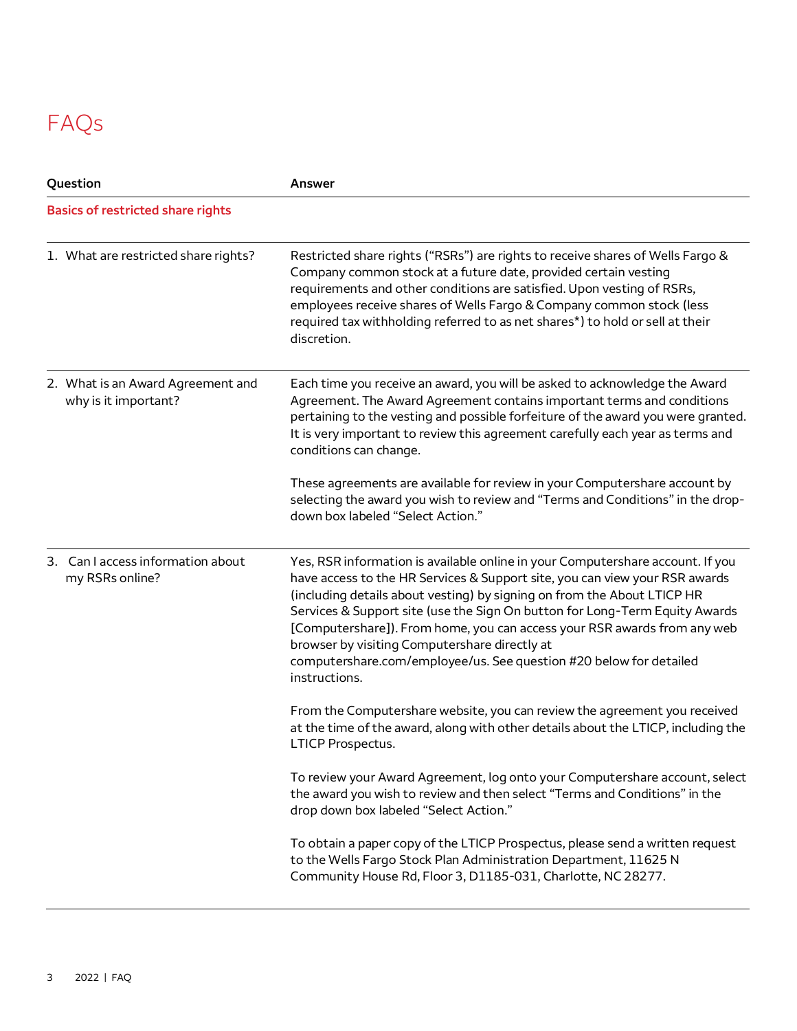# FAQs

| Question | Answer |
| --- | --- |
| **Basics of restricted share rights** | |
| 1. What are restricted share rights? | Restricted share rights ("RSRs") are rights to receive shares of Wells Fargo & Company common stock at a future date, provided certain vesting requirements and other conditions are satisfied. Upon vesting of RSRs, employees receive shares of Wells Fargo & Company common stock (less required tax withholding referred to as net shares*) to hold or sell at their discretion. |
| 2. What is an Award Agreement and why is it important? | Each time you receive an award, you will be asked to acknowledge the Award Agreement. The Award Agreement contains important terms and conditions pertaining to the vesting and possible forfeiture of the award you were granted. It is very important to review this agreement carefully each year as terms and conditions can change.<br><br>These agreements are available for review in your Computershare account by selecting the award you wish to review and "Terms and Conditions" in the drop-down box labeled "Select Action." |
| 3. Can I access information about my RSRs online? | Yes, RSR information is available online in your Computershare account. If you have access to the HR Services & Support site, you can view your RSR awards (including details about vesting) by signing on from the About LTICP HR Services & Support site (use the Sign On button for Long-Term Equity Awards [Computershare]). From home, you can access your RSR awards from any web browser by visiting Computershare directly at computershare.com/employee/us. See question #20 below for detailed instructions.<br><br>From the Computershare website, you can review the agreement you received at the time of the award, along with other details about the LTICP, including the LTICP Prospectus.<br><br>To review your Award Agreement, log onto your Computershare account, select the award you wish to review and then select "Terms and Conditions" in the drop down box labeled "Select Action."<br><br>To obtain a paper copy of the LTICP Prospectus, please send a written request to the Wells Fargo Stock Plan Administration Department, 11625 N Community House Rd, Floor 3, D1185-031, Charlotte, NC 28277. |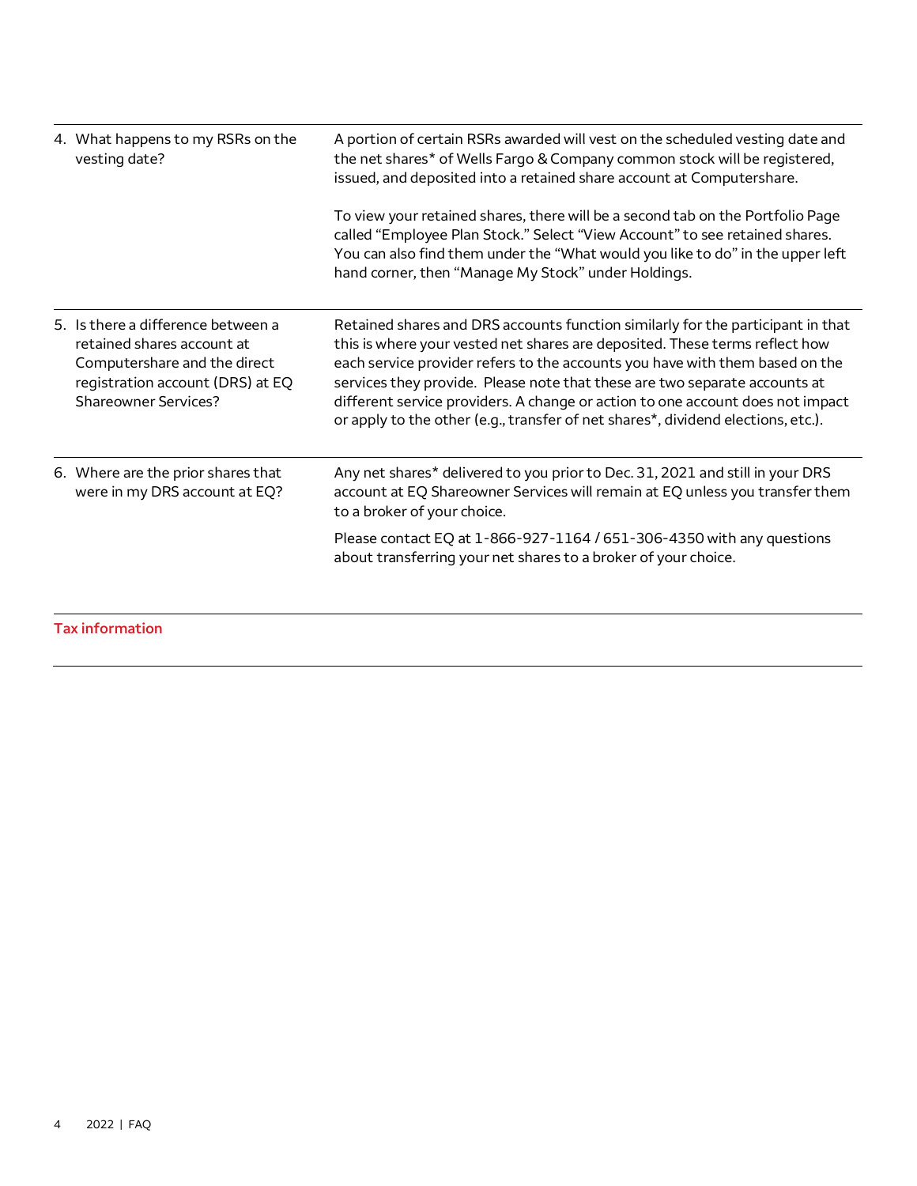| | |
|---|---|
| 4. What happens to my RSRs on the vesting date? | A portion of certain RSRs awarded will vest on the scheduled vesting date and the net shares* of Wells Fargo & Company common stock will be registered, issued, and deposited into a retained share account at Computershare.<br><br>To view your retained shares, there will be a second tab on the Portfolio Page called "Employee Plan Stock." Select "View Account" to see retained shares. You can also find them under the "What would you like to do" in the upper left hand corner, then "Manage My Stock" under Holdings. |
| 5. Is there a difference between a retained shares account at Computershare and the direct registration account (DRS) at EQ Shareowner Services? | Retained shares and DRS accounts function similarly for the participant in that this is where your vested net shares are deposited. These terms reflect how each service provider refers to the accounts you have with them based on the services they provide. Please note that these are two separate accounts at different service providers. A change or action to one account does not impact or apply to the other (e.g., transfer of net shares*, dividend elections, etc.). |
| 6. Where are the prior shares that were in my DRS account at EQ? | Any net shares* delivered to you prior to Dec. 31, 2021 and still in your DRS account at EQ Shareowner Services will remain at EQ unless you transfer them to a broker of your choice.<br><br>Please contact EQ at 1-866-927-1164 / 651-306-4350 with any questions about transferring your net shares to a broker of your choice. |

## Tax information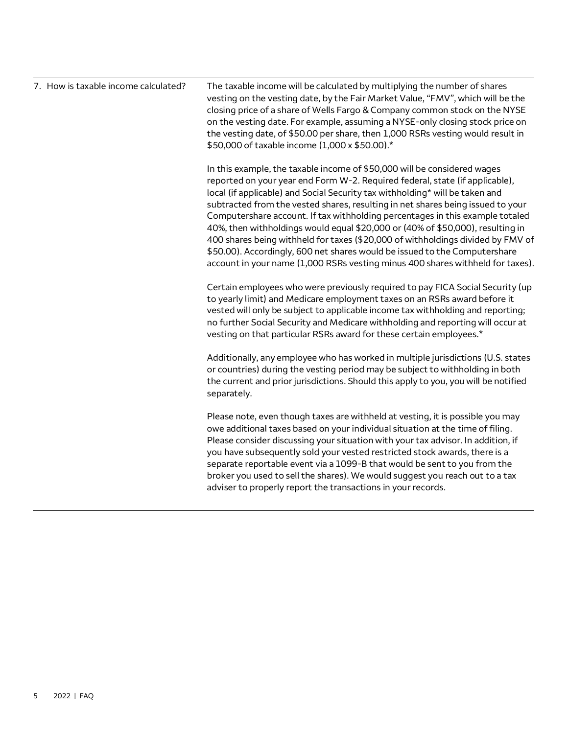| | |
|---|---|
| 7. How is taxable income calculated? | The taxable income will be calculated by multiplying the number of shares vesting on the vesting date, by the Fair Market Value, "FMV", which will be the closing price of a share of Wells Fargo & Company common stock on the NYSE on the vesting date. For example, assuming a NYSE-only closing stock price on the vesting date, of $50.00 per share, then 1,000 RSRs vesting would result in $50,000 of taxable income (1,000 x $50.00).*<br><br>In this example, the taxable income of $50,000 will be considered wages reported on your year end Form W-2. Required federal, state (if applicable), local (if applicable) and Social Security tax withholding* will be taken and subtracted from the vested shares, resulting in net shares being issued to your Computershare account. If tax withholding percentages in this example totaled 40%, then withholdings would equal $20,000 or (40% of $50,000), resulting in 400 shares being withheld for taxes ($20,000 of withholdings divided by FMV of $50.00). Accordingly, 600 net shares would be issued to the Computershare account in your name (1,000 RSRs vesting minus 400 shares withheld for taxes).<br><br>Certain employees who were previously required to pay FICA Social Security (up to yearly limit) and Medicare employment taxes on an RSRs award before it vested will only be subject to applicable income tax withholding and reporting; no further Social Security and Medicare withholding and reporting will occur at vesting on that particular RSRs award for these certain employees.*<br><br>Additionally, any employee who has worked in multiple jurisdictions (U.S. states or countries) during the vesting period may be subject to withholding in both the current and prior jurisdictions. Should this apply to you, you will be notified separately.<br><br>Please note, even though taxes are withheld at vesting, it is possible you may owe additional taxes based on your individual situation at the time of filing. Please consider discussing your situation with your tax advisor. In addition, if you have subsequently sold your vested restricted stock awards, there is a separate reportable event via a 1099-B that would be sent to you from the broker you used to sell the shares). We would suggest you reach out to a tax adviser to properly report the transactions in your records. |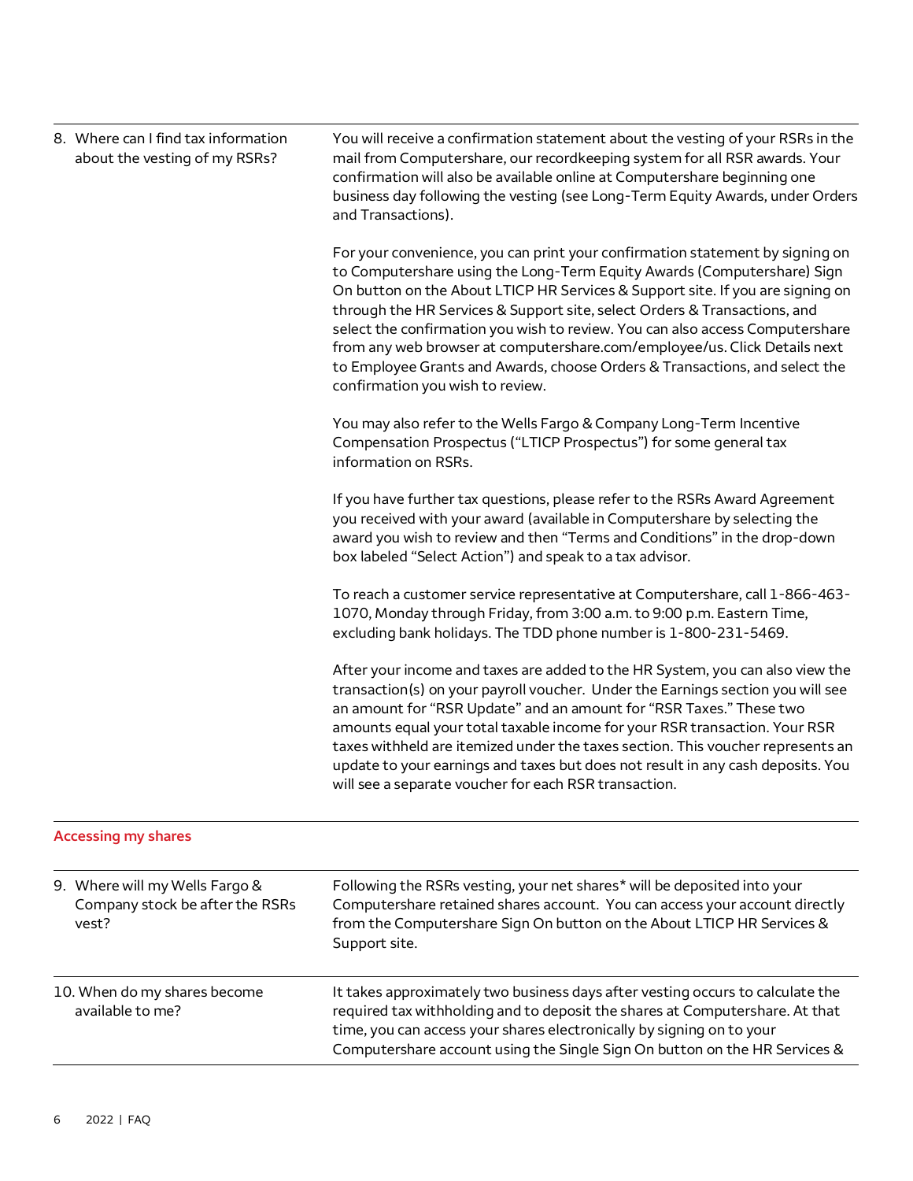| | |
|---|---|
| 8. Where can I find tax information about the vesting of my RSRs? | You will receive a confirmation statement about the vesting of your RSRs in the mail from Computershare, our recordkeeping system for all RSR awards. Your confirmation will also be available online at Computershare beginning one business day following the vesting (see Long-Term Equity Awards, under Orders and Transactions).<br><br>For your convenience, you can print your confirmation statement by signing on to Computershare using the Long-Term Equity Awards (Computershare) Sign On button on the About LTICP HR Services & Support site. If you are signing on through the HR Services & Support site, select Orders & Transactions, and select the confirmation you wish to review. You can also access Computershare from any web browser at computershare.com/employee/us. Click Details next to Employee Grants and Awards, choose Orders & Transactions, and select the confirmation you wish to review.<br><br>You may also refer to the Wells Fargo & Company Long-Term Incentive Compensation Prospectus ("LTICP Prospectus") for some general tax information on RSRs.<br><br>If you have further tax questions, please refer to the RSRs Award Agreement you received with your award (available in Computershare by selecting the award you wish to review and then "Terms and Conditions" in the drop-down box labeled "Select Action") and speak to a tax advisor.<br><br>To reach a customer service representative at Computershare, call 1-866-463-1070, Monday through Friday, from 3:00 a.m. to 9:00 p.m. Eastern Time, excluding bank holidays. The TDD phone number is 1-800-231-5469.<br><br>After your income and taxes are added to the HR System, you can also view the transaction(s) on your payroll voucher. Under the Earnings section you will see an amount for "RSR Update" and an amount for "RSR Taxes." These two amounts equal your total taxable income for your RSR transaction. Your RSR taxes withheld are itemized under the taxes section. This voucher represents an update to your earnings and taxes but does not result in any cash deposits. You will see a separate voucher for each RSR transaction. |

## Accessing my shares

| | |
|---|---|
| 9. Where will my Wells Fargo & Company stock be after the RSRs vest? | Following the RSRs vesting, your net shares* will be deposited into your Computershare retained shares account. You can access your account directly from the Computershare Sign On button on the About LTICP HR Services & Support site. |
| 10. When do my shares become available to me? | It takes approximately two business days after vesting occurs to calculate the required tax withholding and to deposit the shares at Computershare. At that time, you can access your shares electronically by signing on to your Computershare account using the Single Sign On button on the HR Services & |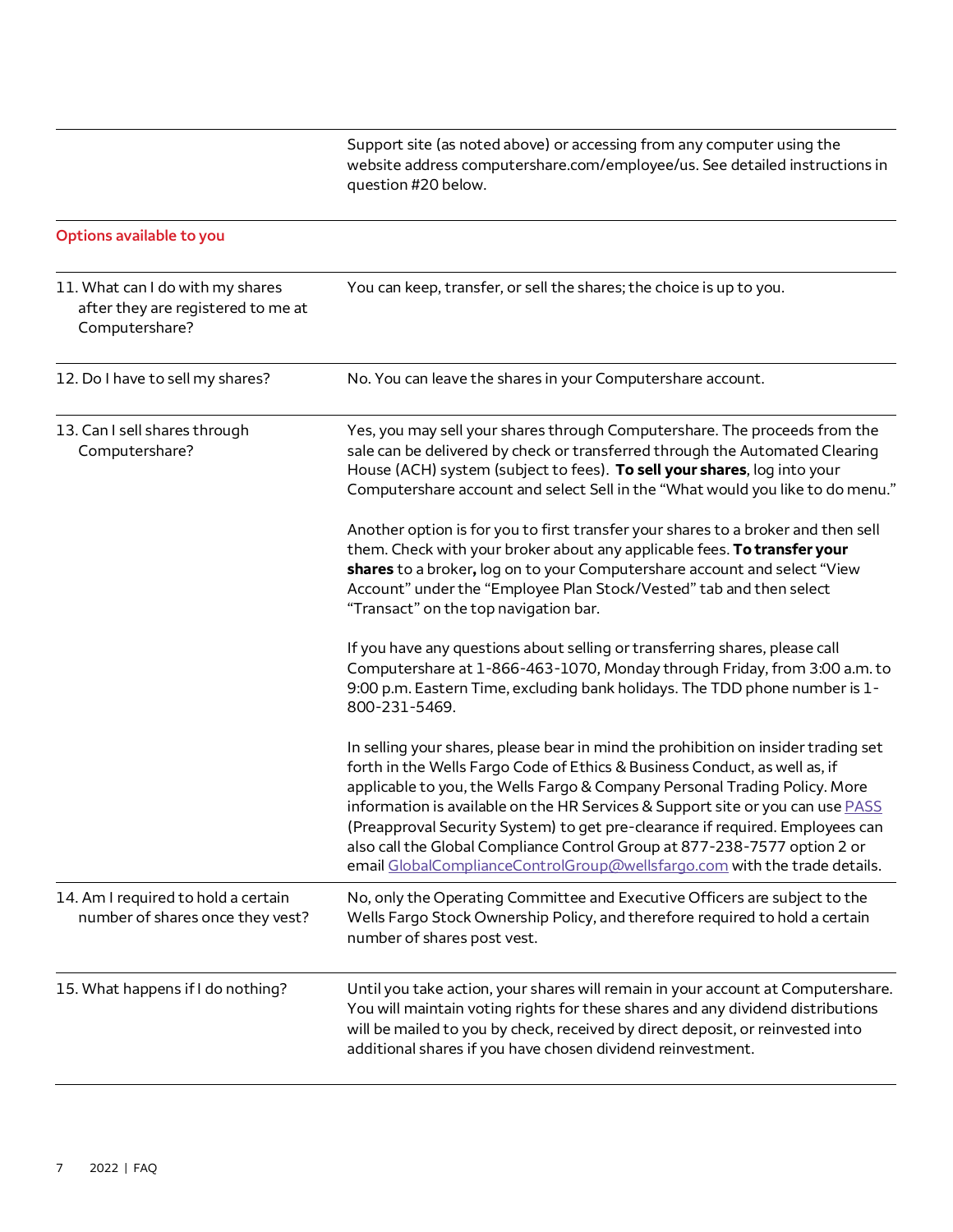| | |
|---|---|
| | Support site (as noted above) or accessing from any computer using the website address computershare.com/employee/us. See detailed instructions in question #20 below. |

**Options available to you**

| | |
|---|---|
| 11. What can I do with my shares after they are registered to me at Computershare? | You can keep, transfer, or sell the shares; the choice is up to you. |
| 12. Do I have to sell my shares? | No. You can leave the shares in your Computershare account. |
| 13. Can I sell shares through Computershare? | Yes, you may sell your shares through Computershare. The proceeds from the sale can be delivered by check or transferred through the Automated Clearing House (ACH) system (subject to fees). **To sell your shares**, log into your Computershare account and select Sell in the "What would you like to do menu."<br><br>Another option is for you to first transfer your shares to a broker and then sell them. Check with your broker about any applicable fees. **To transfer your shares** to a broker**,** log on to your Computershare account and select "View Account" under the "Employee Plan Stock/Vested" tab and then select "Transact" on the top navigation bar.<br><br>If you have any questions about selling or transferring shares, please call Computershare at 1-866-463-1070, Monday through Friday, from 3:00 a.m. to 9:00 p.m. Eastern Time, excluding bank holidays. The TDD phone number is 1-800-231-5469.<br><br>In selling your shares, please bear in mind the prohibition on insider trading set forth in the Wells Fargo Code of Ethics & Business Conduct, as well as, if applicable to you, the Wells Fargo & Company Personal Trading Policy. More information is available on the HR Services & Support site or you can use PASS (Preapproval Security System) to get pre-clearance if required. Employees can also call the Global Compliance Control Group at 877-238-7577 option 2 or email GlobalComplianceControlGroup@wellsfargo.com with the trade details. |
| 14. Am I required to hold a certain number of shares once they vest? | No, only the Operating Committee and Executive Officers are subject to the Wells Fargo Stock Ownership Policy, and therefore required to hold a certain number of shares post vest. |
| 15. What happens if I do nothing? | Until you take action, your shares will remain in your account at Computershare. You will maintain voting rights for these shares and any dividend distributions will be mailed to you by check, received by direct deposit, or reinvested into additional shares if you have chosen dividend reinvestment. |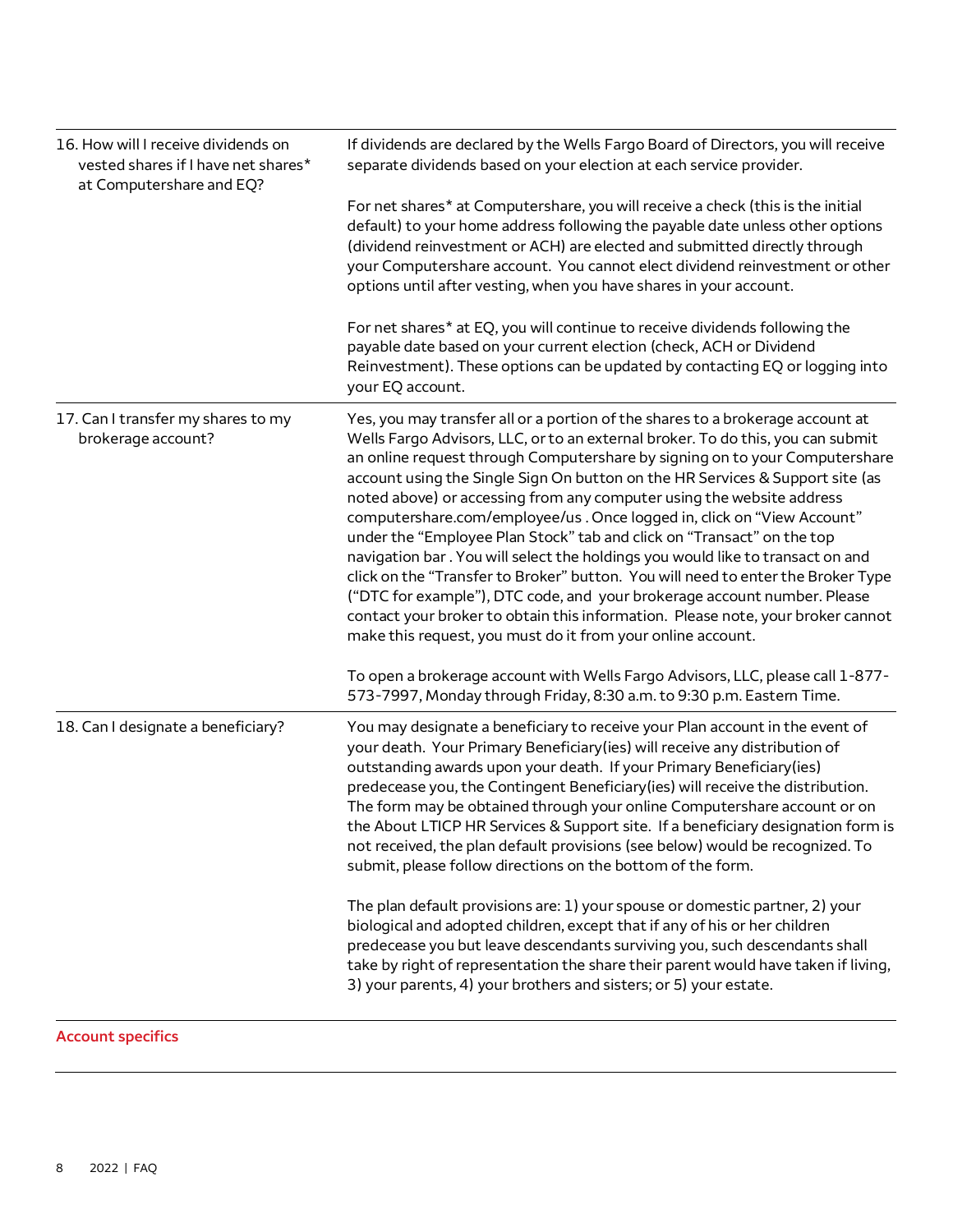| | |
|---|---|
| 16. How will I receive dividends on vested shares if I have net shares* at Computershare and EQ? | If dividends are declared by the Wells Fargo Board of Directors, you will receive separate dividends based on your election at each service provider.<br><br>For net shares* at Computershare, you will receive a check (this is the initial default) to your home address following the payable date unless other options (dividend reinvestment or ACH) are elected and submitted directly through your Computershare account. You cannot elect dividend reinvestment or other options until after vesting, when you have shares in your account.<br><br>For net shares* at EQ, you will continue to receive dividends following the payable date based on your current election (check, ACH or Dividend Reinvestment). These options can be updated by contacting EQ or logging into your EQ account. |
| 17. Can I transfer my shares to my brokerage account? | Yes, you may transfer all or a portion of the shares to a brokerage account at Wells Fargo Advisors, LLC, or to an external broker. To do this, you can submit an online request through Computershare by signing on to your Computershare account using the Single Sign On button on the HR Services & Support site (as noted above) or accessing from any computer using the website address computershare.com/employee/us . Once logged in, click on "View Account" under the "Employee Plan Stock" tab and click on "Transact" on the top navigation bar . You will select the holdings you would like to transact on and click on the "Transfer to Broker" button. You will need to enter the Broker Type ("DTC for example"), DTC code, and your brokerage account number. Please contact your broker to obtain this information. Please note, your broker cannot make this request, you must do it from your online account.<br><br>To open a brokerage account with Wells Fargo Advisors, LLC, please call 1-877-573-7997, Monday through Friday, 8:30 a.m. to 9:30 p.m. Eastern Time. |
| 18. Can I designate a beneficiary? | You may designate a beneficiary to receive your Plan account in the event of your death. Your Primary Beneficiary(ies) will receive any distribution of outstanding awards upon your death. If your Primary Beneficiary(ies) predecease you, the Contingent Beneficiary(ies) will receive the distribution. The form may be obtained through your online Computershare account or on the About LTICP HR Services & Support site. If a beneficiary designation form is not received, the plan default provisions (see below) would be recognized. To submit, please follow directions on the bottom of the form.<br><br>The plan default provisions are: 1) your spouse or domestic partner, 2) your biological and adopted children, except that if any of his or her children predecease you but leave descendants surviving you, such descendants shall take by right of representation the share their parent would have taken if living, 3) your parents, 4) your brothers and sisters; or 5) your estate. |

## Account specifics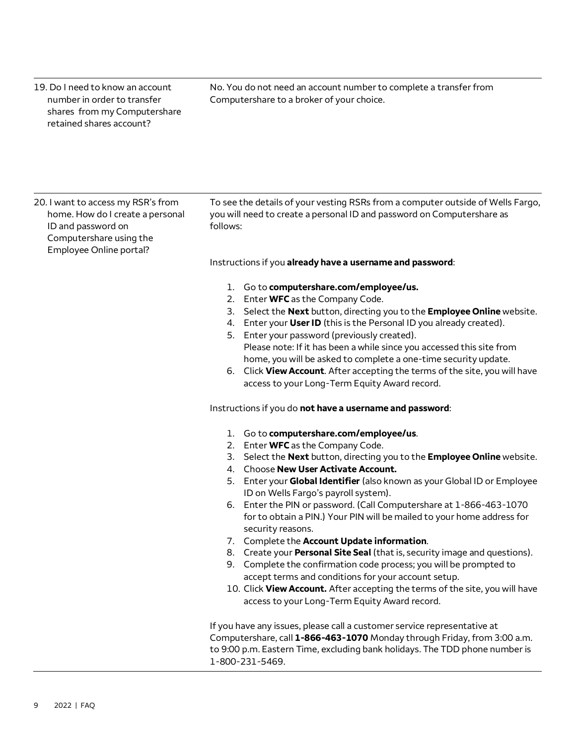| | |
|---|---|
| 19. Do I need to know an account number in order to transfer shares from my Computershare retained shares account? | No. You do not need an account number to complete a transfer from Computershare to a broker of your choice. |
| 20. I want to access my RSR's from home. How do I create a personal ID and password on Computershare using the Employee Online portal? | To see the details of your vesting RSRs from a computer outside of Wells Fargo, you will need to create a personal ID and password on Computershare as follows:<br><br>Instructions if you **already have a username and password**:<br><br>1. Go to **computershare.com/employee/us.**<br>2. Enter **WFC** as the Company Code.<br>3. Select the **Next** button, directing you to the **Employee Online** website.<br>4. Enter your **User ID** (this is the Personal ID you already created).<br>5. Enter your password (previously created). Please note: If it has been a while since you accessed this site from home, you will be asked to complete a one-time security update.<br>6. Click **View Account**. After accepting the terms of the site, you will have access to your Long-Term Equity Award record.<br><br>Instructions if you do **not have a username and password**:<br><br>1. Go to **computershare.com/employee/us**.<br>2. Enter **WFC** as the Company Code.<br>3. Select the **Next** button, directing you to the **Employee Online** website.<br>4. Choose **New User Activate Account.**<br>5. Enter your **Global Identifier** (also known as your Global ID or Employee ID on Wells Fargo's payroll system).<br>6. Enter the PIN or password. (Call Computershare at 1-866-463-1070 for to obtain a PIN.) Your PIN will be mailed to your home address for security reasons.<br>7. Complete the **Account Update information**.<br>8. Create your **Personal Site Seal** (that is, security image and questions).<br>9. Complete the confirmation code process; you will be prompted to accept terms and conditions for your account setup.<br>10. Click **View Account.** After accepting the terms of the site, you will have access to your Long-Term Equity Award record.<br><br>If you have any issues, please call a customer service representative at Computershare, call **1-866-463-1070** Monday through Friday, from 3:00 a.m. to 9:00 p.m. Eastern Time, excluding bank holidays. The TDD phone number is 1-800-231-5469. |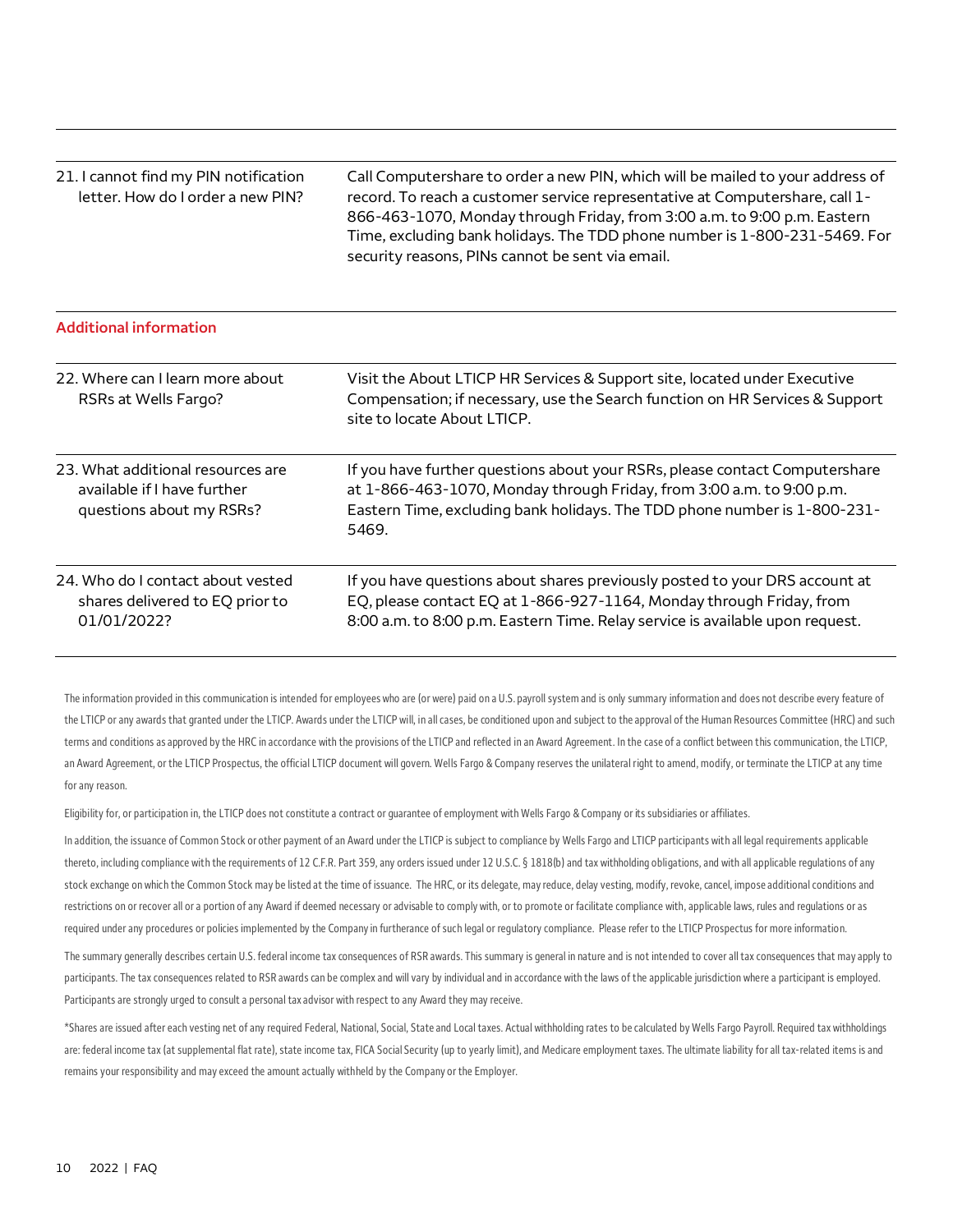| | |
|---|---|
| 21. I cannot find my PIN notification letter. How do I order a new PIN? | Call Computershare to order a new PIN, which will be mailed to your address of record. To reach a customer service representative at Computershare, call 1-866-463-1070, Monday through Friday, from 3:00 a.m. to 9:00 p.m. Eastern Time, excluding bank holidays. The TDD phone number is 1-800-231-5469. For security reasons, PINs cannot be sent via email. |

## Additional information

| | |
|---|---|
| 22. Where can I learn more about RSRs at Wells Fargo? | Visit the About LTICP HR Services & Support site, located under Executive Compensation; if necessary, use the Search function on HR Services & Support site to locate About LTICP. |
| 23. What additional resources are available if I have further questions about my RSRs? | If you have further questions about your RSRs, please contact Computershare at 1-866-463-1070, Monday through Friday, from 3:00 a.m. to 9:00 p.m. Eastern Time, excluding bank holidays. The TDD phone number is 1-800-231-5469. |
| 24. Who do I contact about vested shares delivered to EQ prior to 01/01/2022? | If you have questions about shares previously posted to your DRS account at EQ, please contact EQ at 1-866-927-1164, Monday through Friday, from 8:00 a.m. to 8:00 p.m. Eastern Time. Relay service is available upon request. |

The information provided in this communication is intended for employees who are (or were) paid on a U.S. payroll system and is only summary information and does not describe every feature of the LTICP or any awards that granted under the LTICP. Awards under the LTICP will, in all cases, be conditioned upon and subject to the approval of the Human Resources Committee (HRC) and such terms and conditions as approved by the HRC in accordance with the provisions of the LTICP and reflected in an Award Agreement. In the case of a conflict between this communication, the LTICP, an Award Agreement, or the LTICP Prospectus, the official LTICP document will govern. Wells Fargo & Company reserves the unilateral right to amend, modify, or terminate the LTICP at any time for any reason.

Eligibility for, or participation in, the LTICP does not constitute a contract or guarantee of employment with Wells Fargo & Company or its subsidiaries or affiliates.

In addition, the issuance of Common Stock or other payment of an Award under the LTICP is subject to compliance by Wells Fargo and LTICP participants with all legal requirements applicable thereto, including compliance with the requirements of 12 C.F.R. Part 359, any orders issued under 12 U.S.C. § 1818(b) and tax withholding obligations, and with all applicable regulations of any stock exchange on which the Common Stock may be listed at the time of issuance. The HRC, or its delegate, may reduce, delay vesting, modify, revoke, cancel, impose additional conditions and restrictions on or recover all or a portion of any Award if deemed necessary or advisable to comply with, or to promote or facilitate compliance with, applicable laws, rules and regulations or as required under any procedures or policies implemented by the Company in furtherance of such legal or regulatory compliance. Please refer to the LTICP Prospectus for more information.

The summary generally describes certain U.S. federal income tax consequences of RSR awards. This summary is general in nature and is not intended to cover all tax consequences that may apply to participants. The tax consequences related to RSR awards can be complex and will vary by individual and in accordance with the laws of the applicable jurisdiction where a participant is employed. Participants are strongly urged to consult a personal tax advisor with respect to any Award they may receive.

*Shares are issued after each vesting net of any required Federal, National, Social, State and Local taxes. Actual withholding rates to be calculated by Wells Fargo Payroll. Required tax withholdings are: federal income tax (at supplemental flat rate), state income tax, FICA Social Security (up to yearly limit), and Medicare employment taxes. The ultimate liability for all tax-related items is and remains your responsibility and may exceed the amount actually withheld by the Company or the Employer.